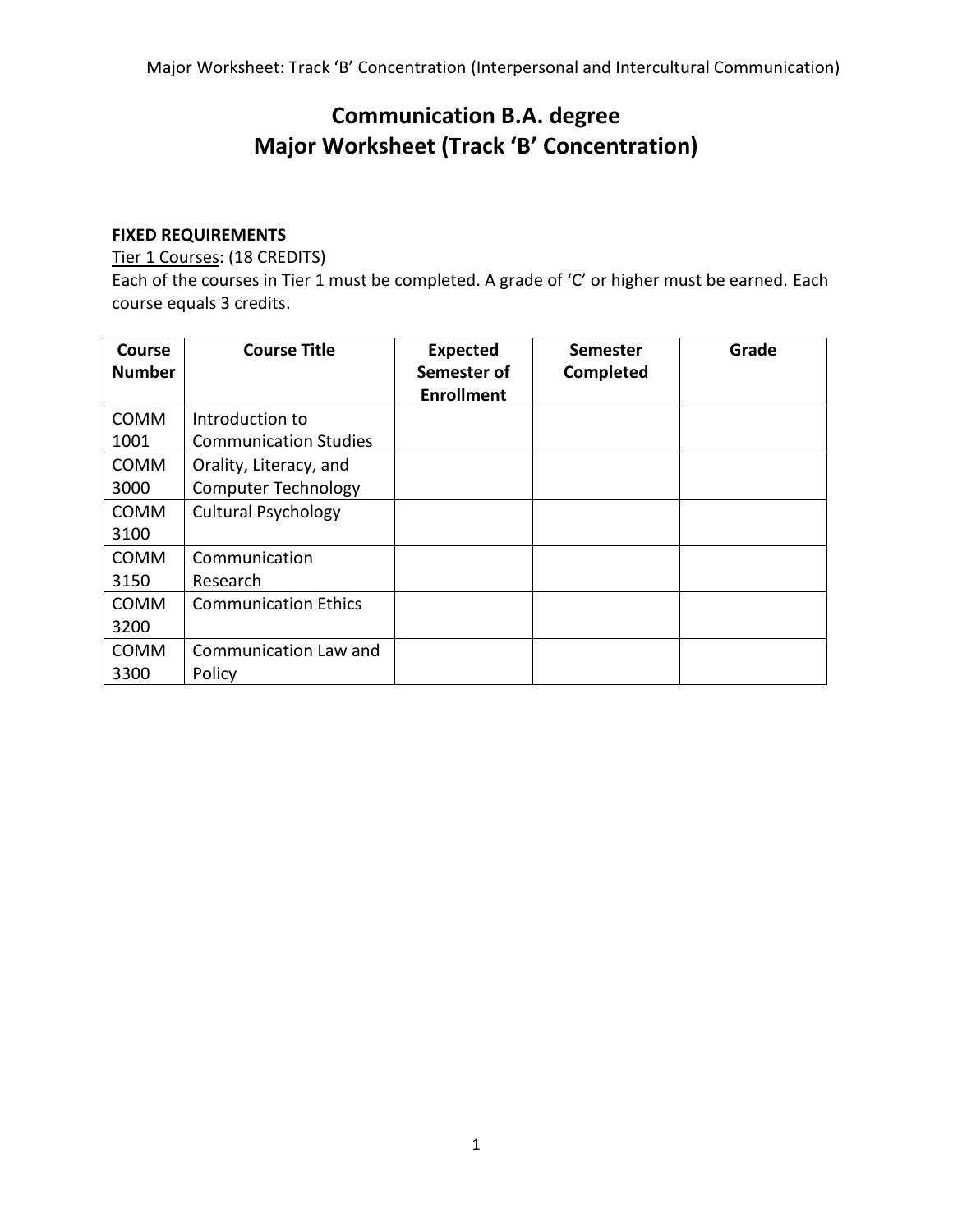# Communication B.A. degree
# Major Worksheet (Track 'B' Concentration)

**FIXED REQUIREMENTS**

Tier 1 Courses: (18 CREDITS)

Each of the courses in Tier 1 must be completed. A grade of 'C' or higher must be earned. Each course equals 3 credits.

| Course Number | Course Title | Expected Semester of Enrollment | Semester Completed | Grade |
|---|---|---|---|---|
| COMM 1001 | Introduction to Communication Studies | | | |
| COMM 3000 | Orality, Literacy, and Computer Technology | | | |
| COMM 3100 | Cultural Psychology | | | |
| COMM 3150 | Communication Research | | | |
| COMM 3200 | Communication Ethics | | | |
| COMM 3300 | Communication Law and Policy | | | |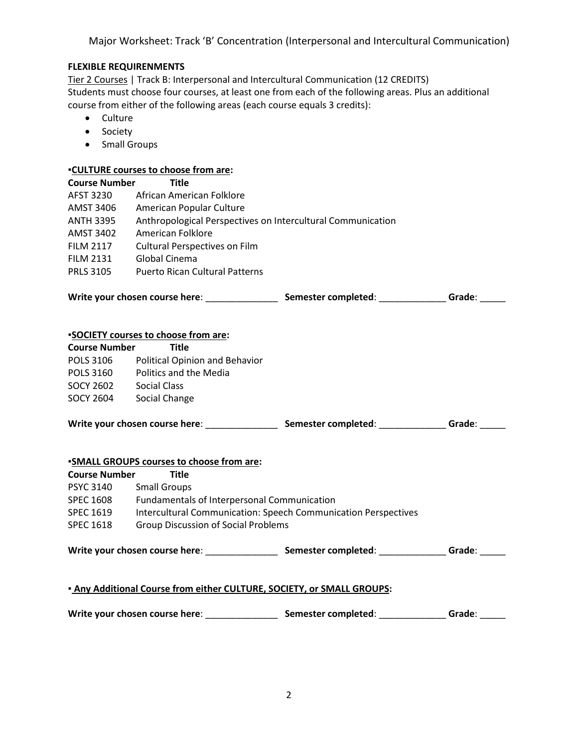Major Worksheet: Track 'B' Concentration (Interpersonal and Intercultural Communication)

**FLEXIBLE REQUIRENMENTS**

Tier 2 Courses | Track B: Interpersonal and Intercultural Communication (12 CREDITS)
Students must choose four courses, at least one from each of the following areas. Plus an additional course from either of the following areas (each course equals 3 credits):

- Culture
- Society
- Small Groups

**▪CULTURE courses to choose from are:**

| Course Number | Title |
|---|---|
| AFST 3230 | African American Folklore |
| AMST 3406 | American Popular Culture |
| ANTH 3395 | Anthropological Perspectives on Intercultural Communication |
| AMST 3402 | American Folklore |
| FILM 2117 | Cultural Perspectives on Film |
| FILM 2131 | Global Cinema |
| PRLS 3105 | Puerto Rican Cultural Patterns |

**Write your chosen course here**: ______________ **Semester completed**: _____________ **Grade**: _____

**▪SOCIETY courses to choose from are:**

| Course Number | Title |
|---|---|
| POLS 3106 | Political Opinion and Behavior |
| POLS 3160 | Politics and the Media |
| SOCY 2602 | Social Class |
| SOCY 2604 | Social Change |

**Write your chosen course here**: ______________ **Semester completed**: _____________ **Grade**: _____

**▪SMALL GROUPS courses to choose from are:**

| Course Number | Title |
|---|---|
| PSYC 3140 | Small Groups |
| SPEC 1608 | Fundamentals of Interpersonal Communication |
| SPEC 1619 | Intercultural Communication: Speech Communication Perspectives |
| SPEC 1618 | Group Discussion of Social Problems |

**Write your chosen course here**: ______________ **Semester completed**: _____________ **Grade**: _____

**▪ Any Additional Course from either CULTURE, SOCIETY, or SMALL GROUPS:**

**Write your chosen course here**: ______________ **Semester completed**: _____________ **Grade**: _____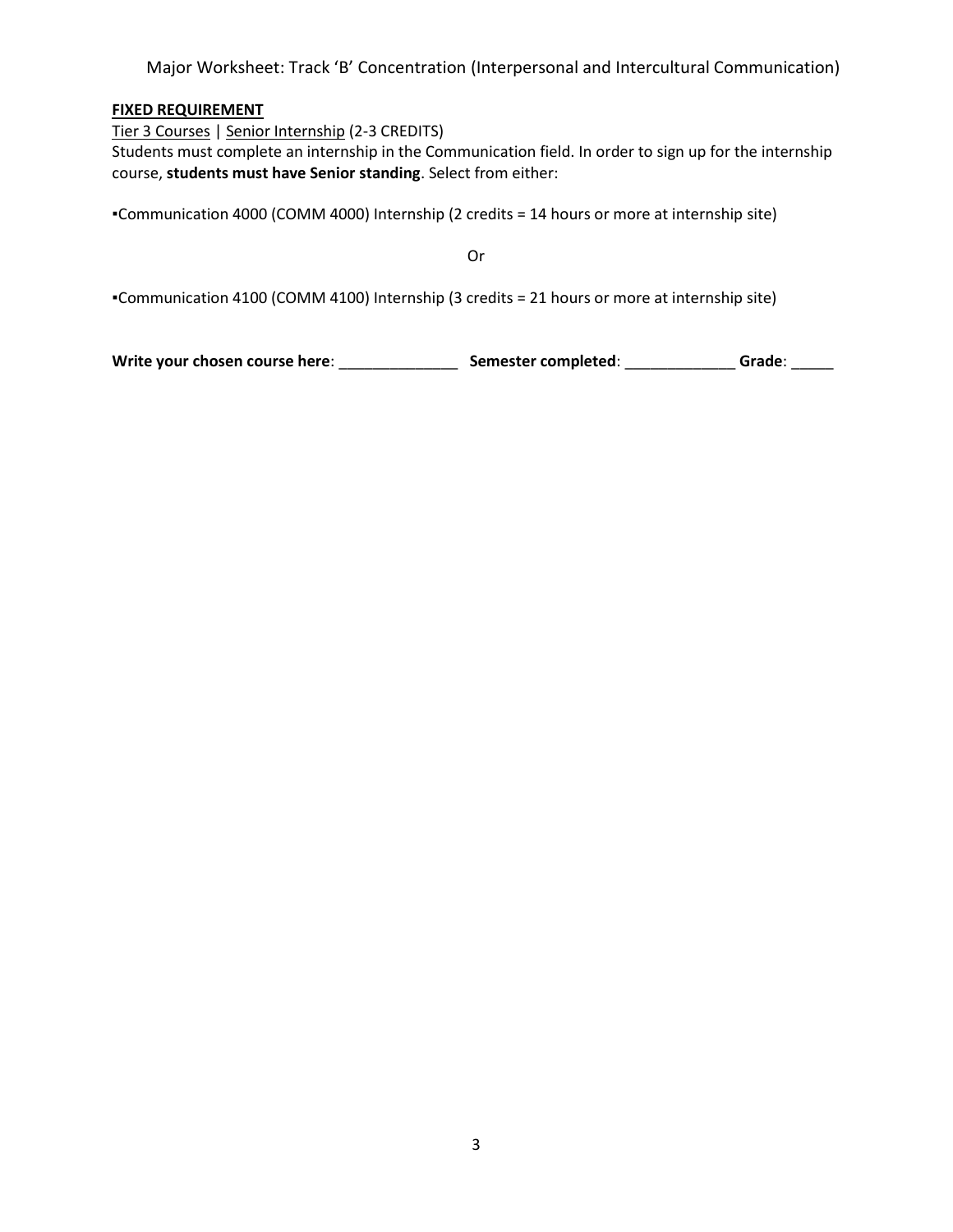**FIXED REQUIREMENT**

Tier 3 Courses | Senior Internship (2-3 CREDITS)

Students must complete an internship in the Communication field. In order to sign up for the internship course, **students must have Senior standing**. Select from either:

▪Communication 4000 (COMM 4000) Internship (2 credits = 14 hours or more at internship site)

Or

▪Communication 4100 (COMM 4100) Internship (3 credits = 21 hours or more at internship site)

**Write your chosen course here**: ______________ **Semester completed**: _____________ **Grade**: _____